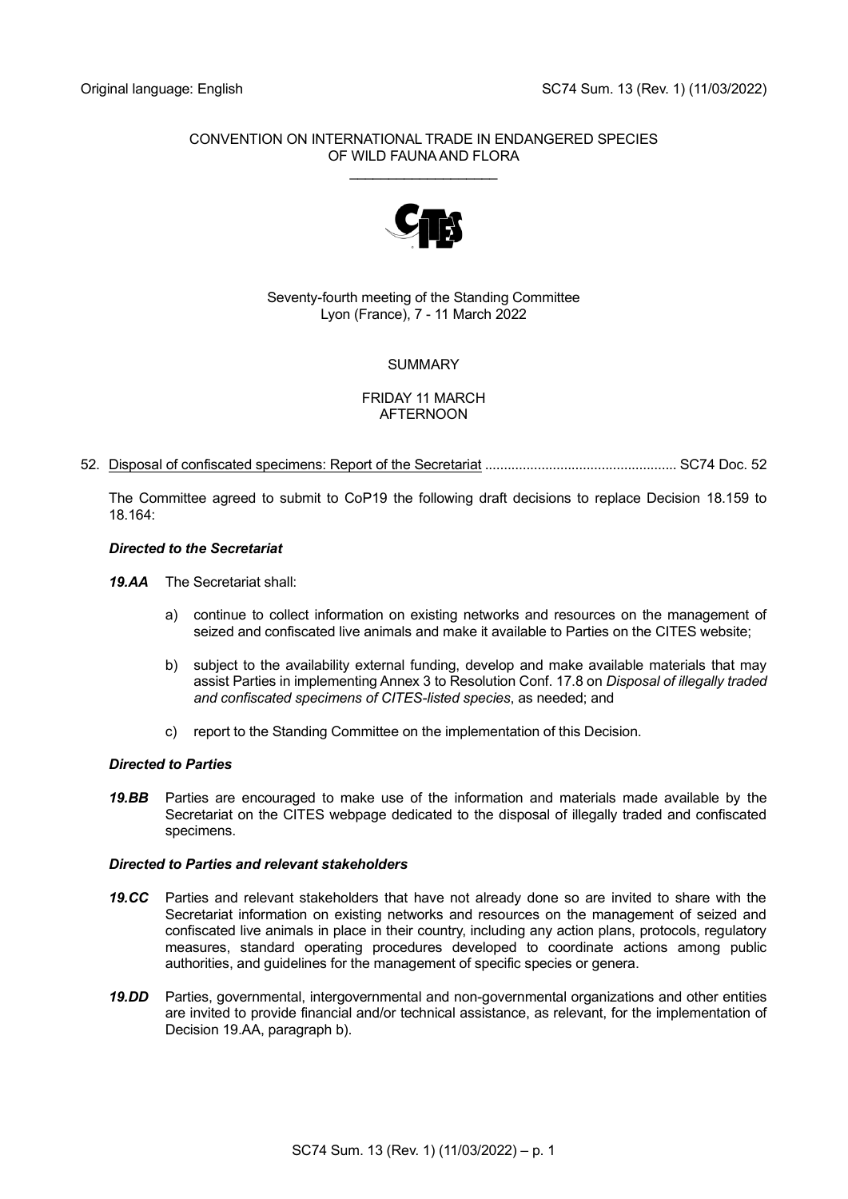Original language: English

SC74 Sum. 13 (Rev. 1) (11/03/2022)

CONVENTION ON INTERNATIONAL TRADE IN ENDANGERED SPECIES OF WILD FAUNA AND FLORA

\_\_\_\_\_\_\_\_\_\_\_\_\_\_\_\_\_\_\_\_

Seventy-fourth meeting of the Standing Committee
Lyon (France), 7 - 11 March 2022

# SUMMARY

## FRIDAY 11 MARCH
## AFTERNOON

52. Disposal of confiscated specimens: Report of the Secretariat .................................................. SC74 Doc. 52

The Committee agreed to submit to CoP19 the following draft decisions to replace Decision 18.159 to 18.164:

***Directed to the Secretariat***

***19.AA*** The Secretariat shall:

a) continue to collect information on existing networks and resources on the management of seized and confiscated live animals and make it available to Parties on the CITES website;

b) subject to the availability external funding, develop and make available materials that may assist Parties in implementing Annex 3 to Resolution Conf. 17.8 on *Disposal of illegally traded and confiscated specimens of CITES-listed species*, as needed; and

c) report to the Standing Committee on the implementation of this Decision.

***Directed to Parties***

***19.BB*** Parties are encouraged to make use of the information and materials made available by the Secretariat on the CITES webpage dedicated to the disposal of illegally traded and confiscated specimens.

***Directed to Parties and relevant stakeholders***

***19.CC*** Parties and relevant stakeholders that have not already done so are invited to share with the Secretariat information on existing networks and resources on the management of seized and confiscated live animals in place in their country, including any action plans, protocols, regulatory measures, standard operating procedures developed to coordinate actions among public authorities, and guidelines for the management of specific species or genera.

***19.DD*** Parties, governmental, intergovernmental and non-governmental organizations and other entities are invited to provide financial and/or technical assistance, as relevant, for the implementation of Decision 19.AA, paragraph b).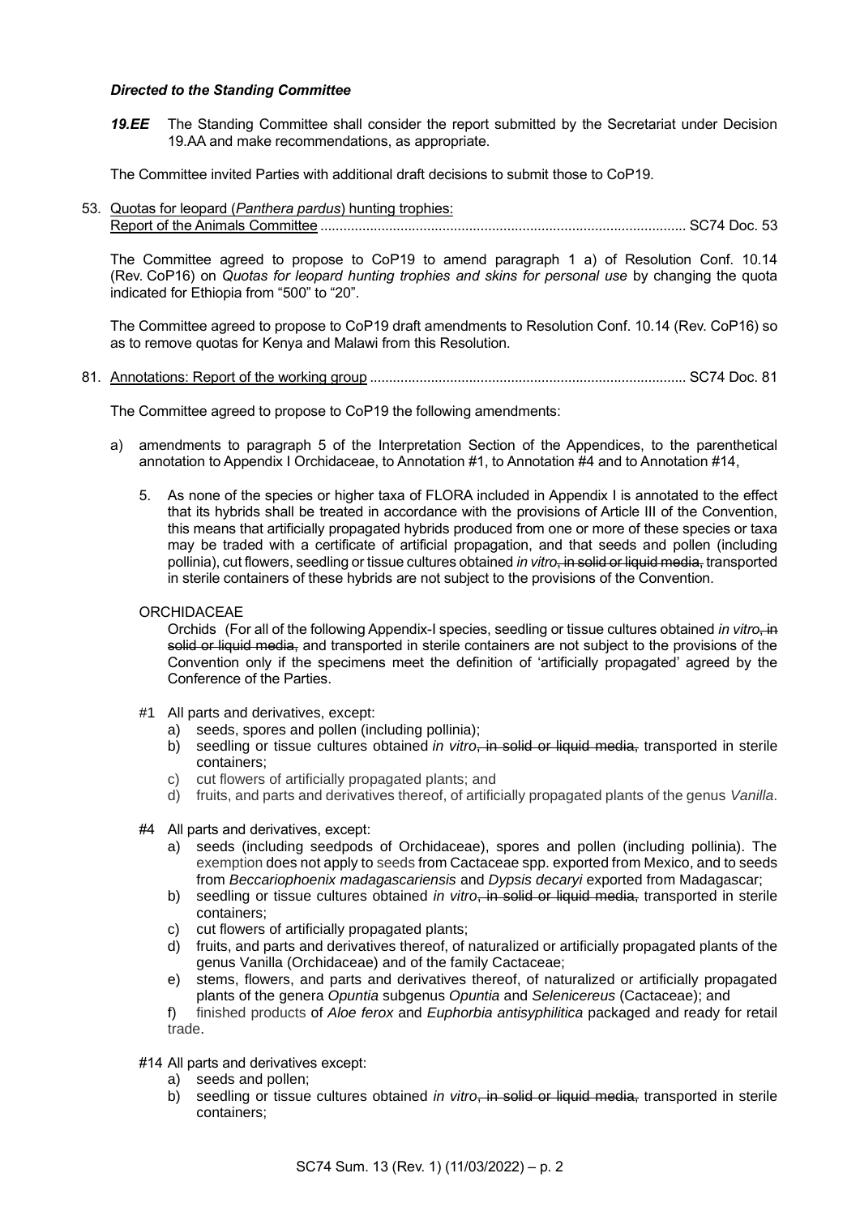***Directed to the Standing Committee***

***19.EE*** The Standing Committee shall consider the report submitted by the Secretariat under Decision 19.AA and make recommendations, as appropriate.

The Committee invited Parties with additional draft decisions to submit those to CoP19.

53. Quotas for leopard (*Panthera pardus*) hunting trophies: Report of the Animals Committee ............................................................................................. SC74 Doc. 53

The Committee agreed to propose to CoP19 to amend paragraph 1 a) of Resolution Conf. 10.14 (Rev. CoP16) on *Quotas for leopard hunting trophies and skins for personal use* by changing the quota indicated for Ethiopia from "500" to "20".

The Committee agreed to propose to CoP19 draft amendments to Resolution Conf. 10.14 (Rev. CoP16) so as to remove quotas for Kenya and Malawi from this Resolution.

81. Annotations: Report of the working group .................................................................................. SC74 Doc. 81

The Committee agreed to propose to CoP19 the following amendments:

a) amendments to paragraph 5 of the Interpretation Section of the Appendices, to the parenthetical annotation to Appendix I Orchidaceae, to Annotation #1, to Annotation #4 and to Annotation #14,

   5. As none of the species or higher taxa of FLORA included in Appendix I is annotated to the effect that its hybrids shall be treated in accordance with the provisions of Article III of the Convention, this means that artificially propagated hybrids produced from one or more of these species or taxa may be traded with a certificate of artificial propagation, and that seeds and pollen (including pollinia), cut flowers, seedling or tissue cultures obtained *in vitro*~~, in solid or liquid media,~~ transported in sterile containers of these hybrids are not subject to the provisions of the Convention.

   ORCHIDACEAE

   Orchids (For all of the following Appendix-I species, seedling or tissue cultures obtained *in vitro*~~, in solid or liquid media,~~ and transported in sterile containers are not subject to the provisions of the Convention only if the specimens meet the definition of 'artificially propagated' agreed by the Conference of the Parties.

   #1 All parts and derivatives, except:
   a) seeds, spores and pollen (including pollinia);
   b) seedling or tissue cultures obtained *in vitro*~~, in solid or liquid media,~~ transported in sterile containers;
   c) cut flowers of artificially propagated plants; and
   d) fruits, and parts and derivatives thereof, of artificially propagated plants of the genus *Vanilla*.

   #4 All parts and derivatives, except:
   a) seeds (including seedpods of Orchidaceae), spores and pollen (including pollinia). The exemption does not apply to seeds from Cactaceae spp. exported from Mexico, and to seeds from *Beccariophoenix madagascariensis* and *Dypsis decaryi* exported from Madagascar;
   b) seedling or tissue cultures obtained *in vitro*~~, in solid or liquid media,~~ transported in sterile containers;
   c) cut flowers of artificially propagated plants;
   d) fruits, and parts and derivatives thereof, of naturalized or artificially propagated plants of the genus Vanilla (Orchidaceae) and of the family Cactaceae;
   e) stems, flowers, and parts and derivatives thereof, of naturalized or artificially propagated plants of the genera *Opuntia* subgenus *Opuntia* and *Selenicereus* (Cactaceae); and
   f) finished products of *Aloe ferox* and *Euphorbia antisyphilitica* packaged and ready for retail trade.

   #14 All parts and derivatives except:
   a) seeds and pollen;
   b) seedling or tissue cultures obtained *in vitro*~~, in solid or liquid media,~~ transported in sterile containers;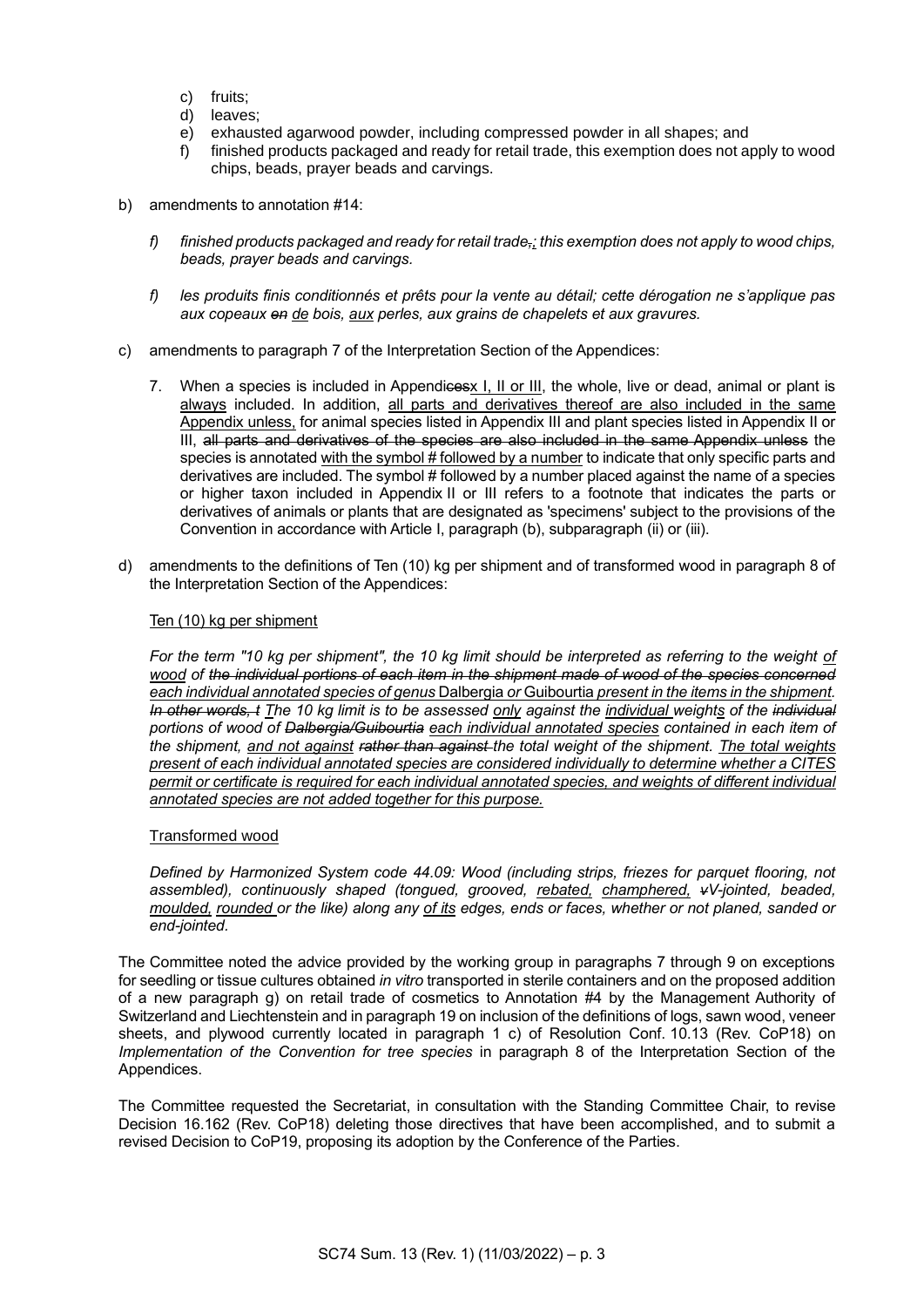c) fruits;
d) leaves;
e) exhausted agarwood powder, including compressed powder in all shapes; and
f) finished products packaged and ready for retail trade, this exemption does not apply to wood chips, beads, prayer beads and carvings.

b) amendments to annotation #14:

*f) finished products packaged and ready for retail trade~~,~~<u>;</u> this exemption does not apply to wood chips, beads, prayer beads and carvings.*

*f) les produits finis conditionnés et prêts pour la vente au détail; cette dérogation ne s'applique pas aux copeaux ~~en~~ <u>de</u> bois, <u>aux</u> perles, aux grains de chapelets et aux gravures.*

c) amendments to paragraph 7 of the Interpretation Section of the Appendices:

7. When a species is included in Appendi~~ces~~<u>x I, II or III</u>, the whole, live or dead, animal or plant is <u>always</u> included. In addition, <u>all parts and derivatives thereof are also included in the same Appendix unless,</u> for animal species listed in Appendix III and plant species listed in Appendix II or III, ~~all parts and derivatives of the species are also included in the same Appendix unless~~ the species is annotated <u>with the symbol # followed by a number</u> to indicate that only specific parts and derivatives are included. The symbol # followed by a number placed against the name of a species or higher taxon included in Appendix II or III refers to a footnote that indicates the parts or derivatives of animals or plants that are designated as 'specimens' subject to the provisions of the Convention in accordance with Article I, paragraph (b), subparagraph (ii) or (iii).

d) amendments to the definitions of Ten (10) kg per shipment and of transformed wood in paragraph 8 of the Interpretation Section of the Appendices:

<u>Ten (10) kg per shipment</u>

*For the term "10 kg per shipment", the 10 kg limit should be interpreted as referring to the weight <u>of wood</u> of ~~the individual portions of each item in the shipment made of wood of the species concerned~~ <u>each individual annotated species of genus</u>* Dalbergia *<u>or</u>* Guibourtia *<u>present in the items in the shipment</u>. ~~In other words, t~~ <u>T</u>he 10 kg limit is to be assessed <u>only</u> against the <u>individual</u> weight<u>s</u> of the ~~individual~~ portions of wood of ~~Dalbergia/Guibourtia~~ <u>each individual annotated species</u> contained in each item of the shipment, <u>and not against</u> ~~rather than against~~ the total weight of the shipment. <u>The total weights present of each individual annotated species are considered individually to determine whether a CITES permit or certificate is required for each individual annotated species, and weights of different individual annotated species are not added together for this purpose.</u>*

<u>Transformed wood</u>

*Defined by Harmonized System code 44.09: Wood (including strips, friezes for parquet flooring, not assembled), continuously shaped (tongued, grooved, <u>rebated,</u> <u>champhered,</u> ~~v~~V-jointed, beaded, <u>moulded,</u> <u>rounded</u> or the like) along any <u>of its</u> edges, ends or faces, whether or not planed, sanded or end-jointed.*

The Committee noted the advice provided by the working group in paragraphs 7 through 9 on exceptions for seedling or tissue cultures obtained *in vitro* transported in sterile containers and on the proposed addition of a new paragraph g) on retail trade of cosmetics to Annotation #4 by the Management Authority of Switzerland and Liechtenstein and in paragraph 19 on inclusion of the definitions of logs, sawn wood, veneer sheets, and plywood currently located in paragraph 1 c) of Resolution Conf. 10.13 (Rev. CoP18) on *Implementation of the Convention for tree species* in paragraph 8 of the Interpretation Section of the Appendices.

The Committee requested the Secretariat, in consultation with the Standing Committee Chair, to revise Decision 16.162 (Rev. CoP18) deleting those directives that have been accomplished, and to submit a revised Decision to CoP19, proposing its adoption by the Conference of the Parties.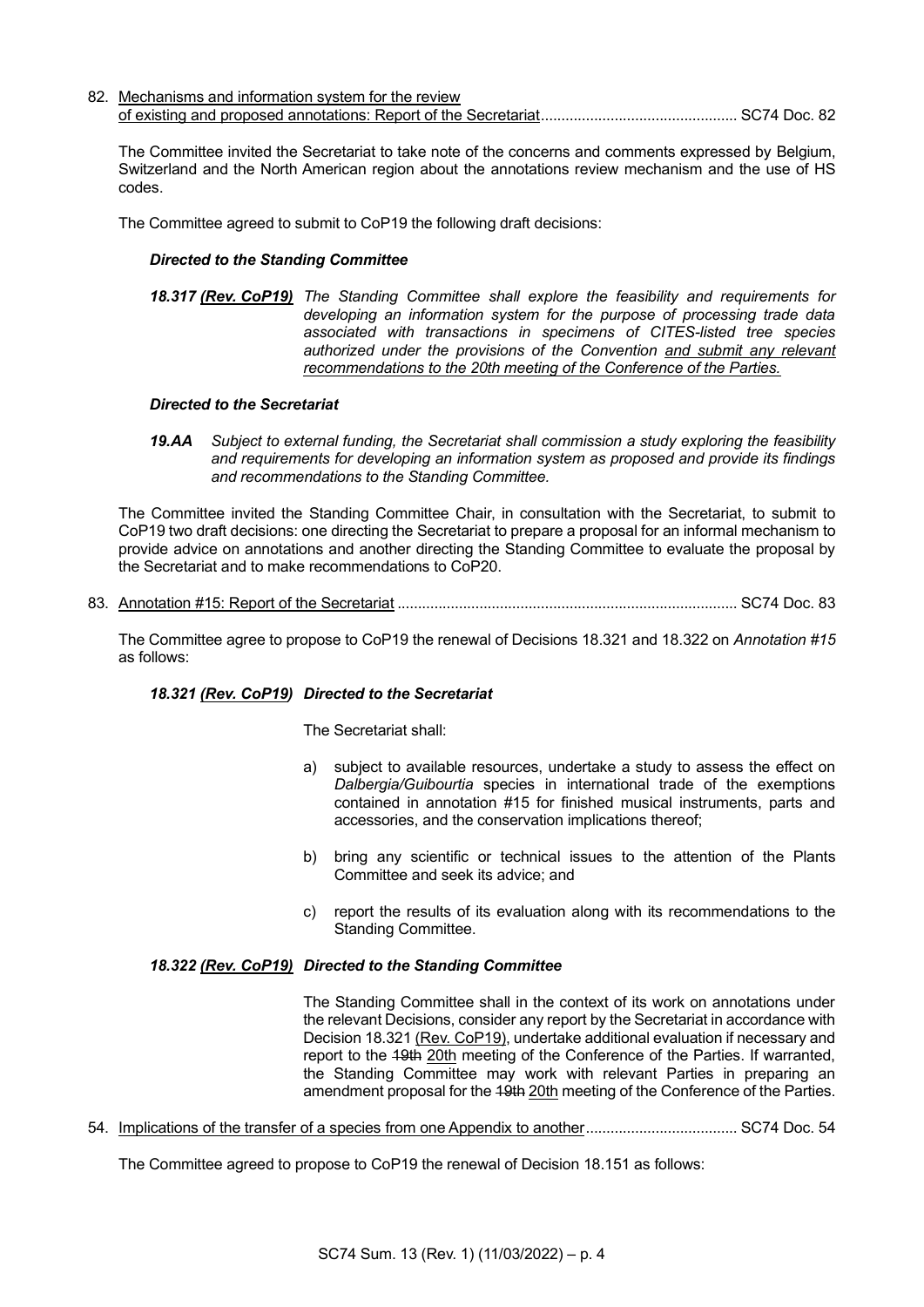82. Mechanisms and information system for the review of existing and proposed annotations: Report of the Secretariat................................................ SC74 Doc. 82

The Committee invited the Secretariat to take note of the concerns and comments expressed by Belgium, Switzerland and the North American region about the annotations review mechanism and the use of HS codes.

The Committee agreed to submit to CoP19 the following draft decisions:

***Directed to the Standing Committee***

***18.317 (Rev. CoP19)*** *The Standing Committee shall explore the feasibility and requirements for developing an information system for the purpose of processing trade data associated with transactions in specimens of CITES-listed tree species authorized under the provisions of the Convention and submit any relevant recommendations to the 20th meeting of the Conference of the Parties.*

***Directed to the Secretariat***

***19.AA*** *Subject to external funding, the Secretariat shall commission a study exploring the feasibility and requirements for developing an information system as proposed and provide its findings and recommendations to the Standing Committee.*

The Committee invited the Standing Committee Chair, in consultation with the Secretariat, to submit to CoP19 two draft decisions: one directing the Secretariat to prepare a proposal for an informal mechanism to provide advice on annotations and another directing the Standing Committee to evaluate the proposal by the Secretariat and to make recommendations to CoP20.

83. Annotation #15: Report of the Secretariat .................................................................................. SC74 Doc. 83

The Committee agree to propose to CoP19 the renewal of Decisions 18.321 and 18.322 on *Annotation #15* as follows:

***18.321 (Rev. CoP19) Directed to the Secretariat***

The Secretariat shall:

a) subject to available resources, undertake a study to assess the effect on *Dalbergia/Guibourtia* species in international trade of the exemptions contained in annotation #15 for finished musical instruments, parts and accessories, and the conservation implications thereof;

b) bring any scientific or technical issues to the attention of the Plants Committee and seek its advice; and

c) report the results of its evaluation along with its recommendations to the Standing Committee.

***18.322 (Rev. CoP19) Directed to the Standing Committee***

The Standing Committee shall in the context of its work on annotations under the relevant Decisions, consider any report by the Secretariat in accordance with Decision 18.321 (Rev. CoP19), undertake additional evaluation if necessary and report to the ~~19th~~ 20th meeting of the Conference of the Parties. If warranted, the Standing Committee may work with relevant Parties in preparing an amendment proposal for the ~~19th~~ 20th meeting of the Conference of the Parties.

54. Implications of the transfer of a species from one Appendix to another.................................... SC74 Doc. 54

The Committee agreed to propose to CoP19 the renewal of Decision 18.151 as follows: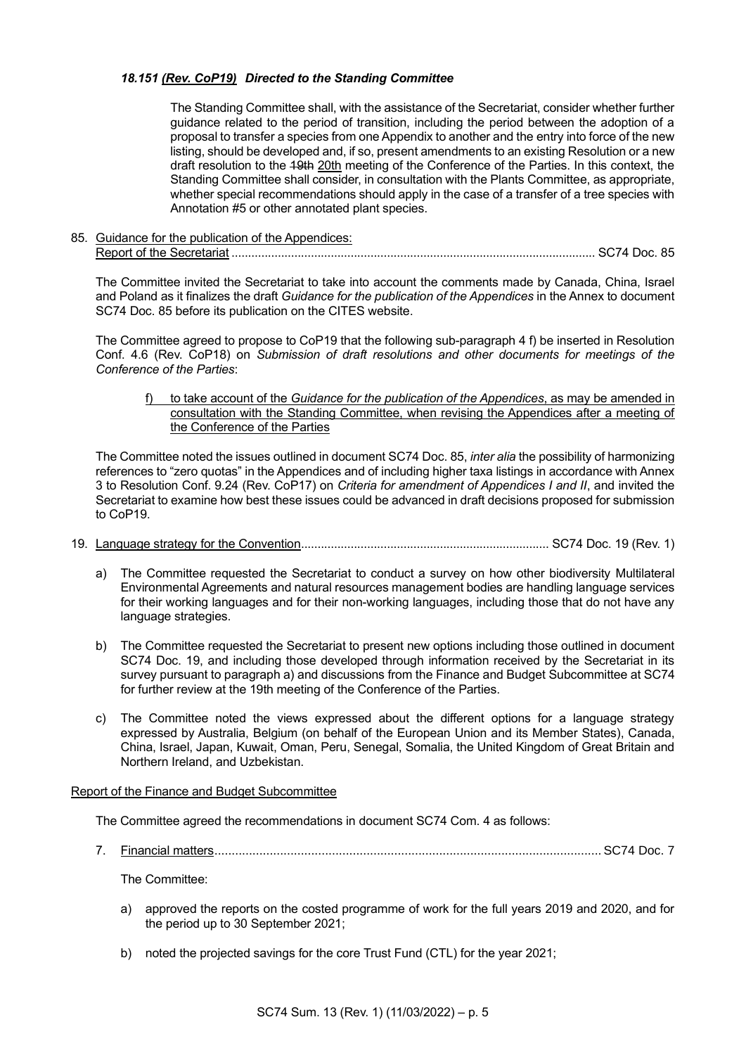*18.151 (Rev. CoP19) Directed to the Standing Committee*

The Standing Committee shall, with the assistance of the Secretariat, consider whether further guidance related to the period of transition, including the period between the adoption of a proposal to transfer a species from one Appendix to another and the entry into force of the new listing, should be developed and, if so, present amendments to an existing Resolution or a new draft resolution to the ~~19th~~ 20th meeting of the Conference of the Parties. In this context, the Standing Committee shall consider, in consultation with the Plants Committee, as appropriate, whether special recommendations should apply in the case of a transfer of a tree species with Annotation #5 or other annotated plant species.

85. Guidance for the publication of the Appendices:
Report of the Secretariat ........................................................................................................... SC74 Doc. 85

The Committee invited the Secretariat to take into account the comments made by Canada, China, Israel and Poland as it finalizes the draft *Guidance for the publication of the Appendices* in the Annex to document SC74 Doc. 85 before its publication on the CITES website.

The Committee agreed to propose to CoP19 that the following sub-paragraph 4 f) be inserted in Resolution Conf. 4.6 (Rev. CoP18) on *Submission of draft resolutions and other documents for meetings of the Conference of the Parties*:

f) to take account of the *Guidance for the publication of the Appendices*, as may be amended in consultation with the Standing Committee, when revising the Appendices after a meeting of the Conference of the Parties

The Committee noted the issues outlined in document SC74 Doc. 85, *inter alia* the possibility of harmonizing references to "zero quotas" in the Appendices and of including higher taxa listings in accordance with Annex 3 to Resolution Conf. 9.24 (Rev. CoP17) on *Criteria for amendment of Appendices I and II*, and invited the Secretariat to examine how best these issues could be advanced in draft decisions proposed for submission to CoP19.

19. Language strategy for the Convention.......................................................................... SC74 Doc. 19 (Rev. 1)

a) The Committee requested the Secretariat to conduct a survey on how other biodiversity Multilateral Environmental Agreements and natural resources management bodies are handling language services for their working languages and for their non-working languages, including those that do not have any language strategies.

b) The Committee requested the Secretariat to present new options including those outlined in document SC74 Doc. 19, and including those developed through information received by the Secretariat in its survey pursuant to paragraph a) and discussions from the Finance and Budget Subcommittee at SC74 for further review at the 19th meeting of the Conference of the Parties.

c) The Committee noted the views expressed about the different options for a language strategy expressed by Australia, Belgium (on behalf of the European Union and its Member States), Canada, China, Israel, Japan, Kuwait, Oman, Peru, Senegal, Somalia, the United Kingdom of Great Britain and Northern Ireland, and Uzbekistan.

Report of the Finance and Budget Subcommittee

The Committee agreed the recommendations in document SC74 Com. 4 as follows:

7. Financial matters................................................................................................................ SC74 Doc. 7

The Committee:

a) approved the reports on the costed programme of work for the full years 2019 and 2020, and for the period up to 30 September 2021;

b) noted the projected savings for the core Trust Fund (CTL) for the year 2021;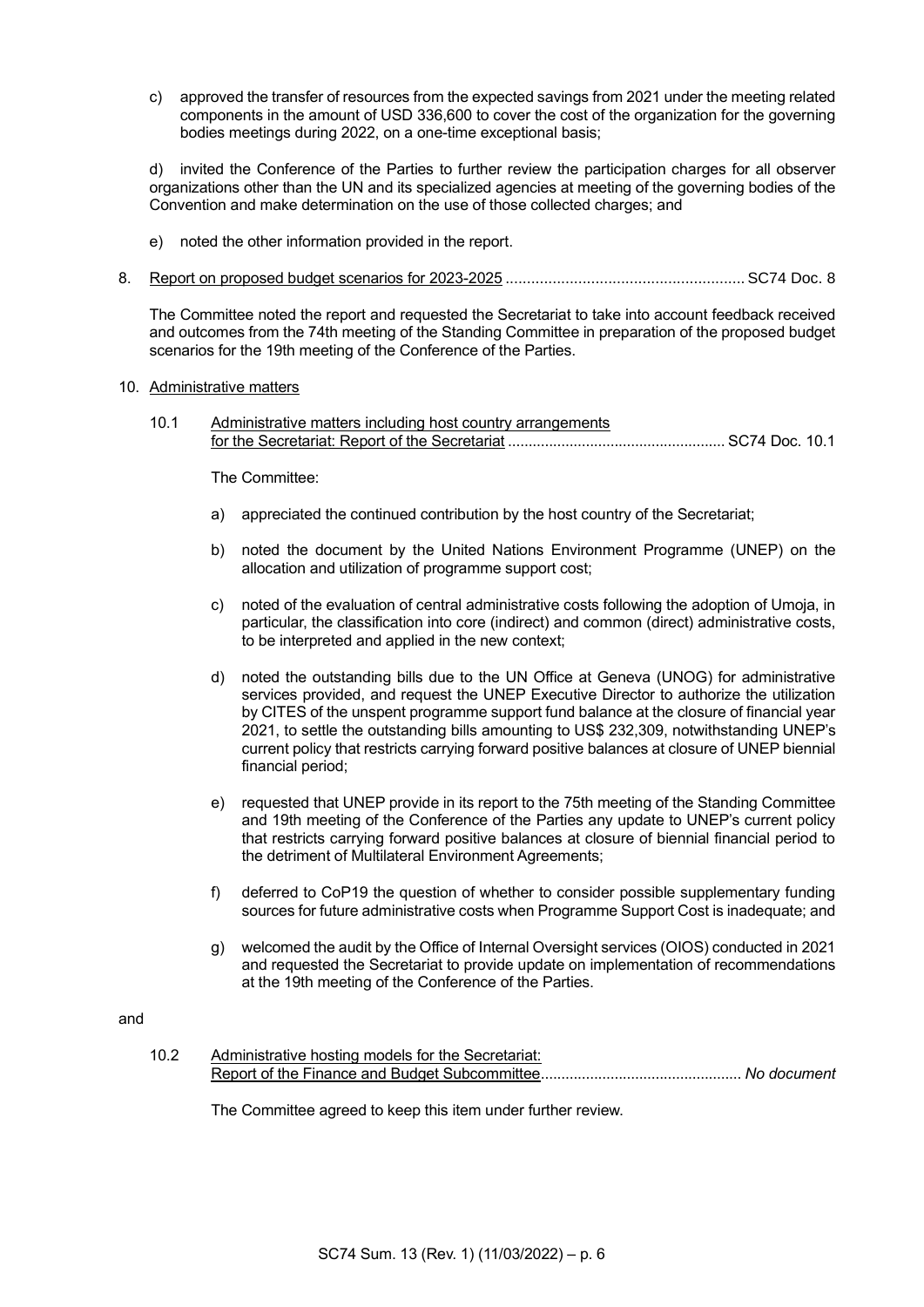c) approved the transfer of resources from the expected savings from 2021 under the meeting related components in the amount of USD 336,600 to cover the cost of the organization for the governing bodies meetings during 2022, on a one-time exceptional basis;

d) invited the Conference of the Parties to further review the participation charges for all observer organizations other than the UN and its specialized agencies at meeting of the governing bodies of the Convention and make determination on the use of those collected charges; and

e) noted the other information provided in the report.

8. Report on proposed budget scenarios for 2023-2025 ........................................................ SC74 Doc. 8

The Committee noted the report and requested the Secretariat to take into account feedback received and outcomes from the 74th meeting of the Standing Committee in preparation of the proposed budget scenarios for the 19th meeting of the Conference of the Parties.

10. Administrative matters

10.1 Administrative matters including host country arrangements for the Secretariat: Report of the Secretariat .................................................... SC74 Doc. 10.1

The Committee:

a) appreciated the continued contribution by the host country of the Secretariat;

b) noted the document by the United Nations Environment Programme (UNEP) on the allocation and utilization of programme support cost;

c) noted of the evaluation of central administrative costs following the adoption of Umoja, in particular, the classification into core (indirect) and common (direct) administrative costs, to be interpreted and applied in the new context;

d) noted the outstanding bills due to the UN Office at Geneva (UNOG) for administrative services provided, and request the UNEP Executive Director to authorize the utilization by CITES of the unspent programme support fund balance at the closure of financial year 2021, to settle the outstanding bills amounting to US$ 232,309, notwithstanding UNEP's current policy that restricts carrying forward positive balances at closure of UNEP biennial financial period;

e) requested that UNEP provide in its report to the 75th meeting of the Standing Committee and 19th meeting of the Conference of the Parties any update to UNEP's current policy that restricts carrying forward positive balances at closure of biennial financial period to the detriment of Multilateral Environment Agreements;

f) deferred to CoP19 the question of whether to consider possible supplementary funding sources for future administrative costs when Programme Support Cost is inadequate; and

g) welcomed the audit by the Office of Internal Oversight services (OIOS) conducted in 2021 and requested the Secretariat to provide update on implementation of recommendations at the 19th meeting of the Conference of the Parties.

and

10.2 Administrative hosting models for the Secretariat: Report of the Finance and Budget Subcommittee................................................. *No document*

The Committee agreed to keep this item under further review.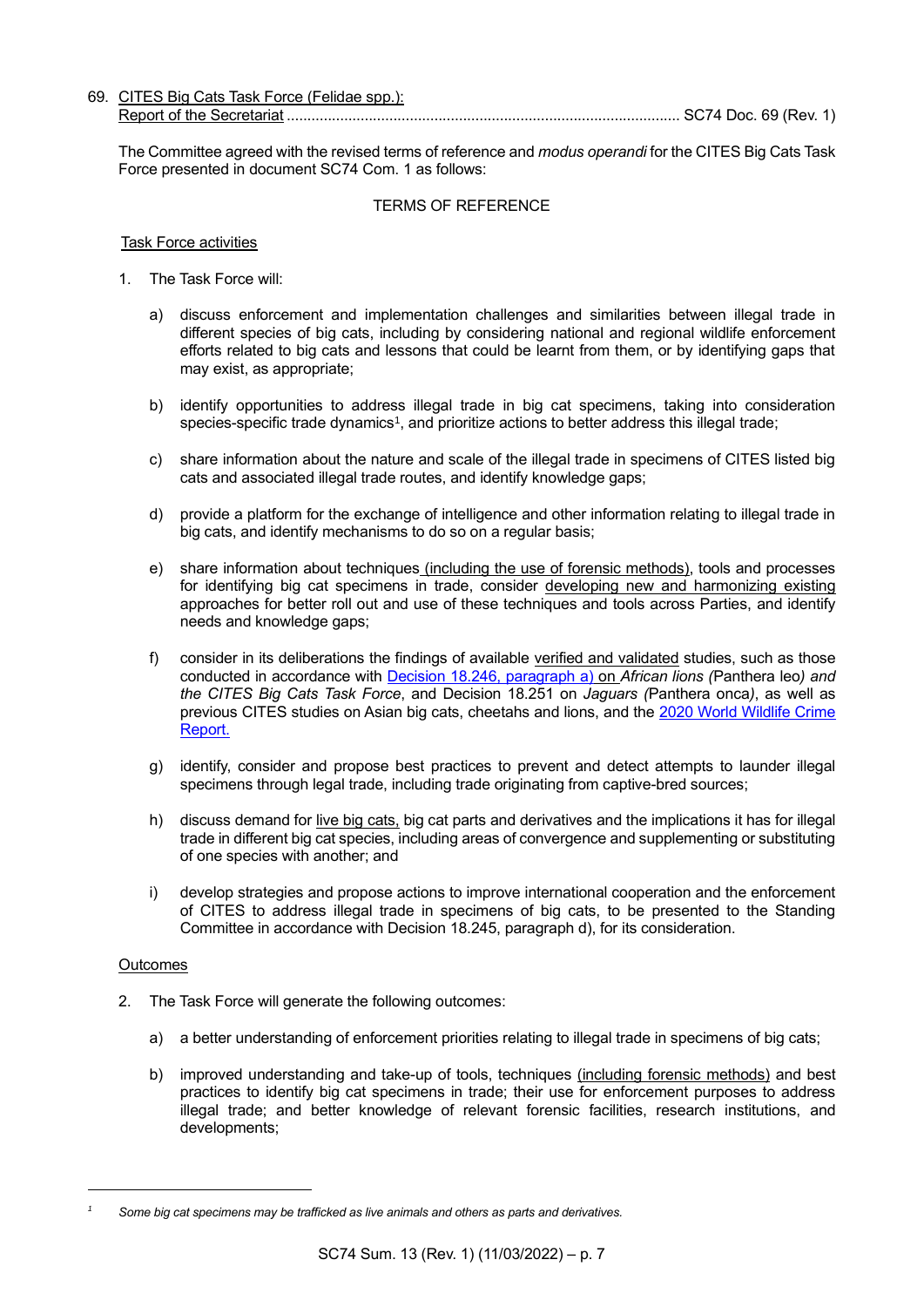69. CITES Big Cats Task Force (Felidae spp.):
Report of the Secretariat ................................................................................................ SC74 Doc. 69 (Rev. 1)

The Committee agreed with the revised terms of reference and *modus operandi* for the CITES Big Cats Task Force presented in document SC74 Com. 1 as follows:

TERMS OF REFERENCE

Task Force activities

1. The Task Force will:

   a) discuss enforcement and implementation challenges and similarities between illegal trade in different species of big cats, including by considering national and regional wildlife enforcement efforts related to big cats and lessons that could be learnt from them, or by identifying gaps that may exist, as appropriate;

   b) identify opportunities to address illegal trade in big cat specimens, taking into consideration species-specific trade dynamics[1], and prioritize actions to better address this illegal trade;

   c) share information about the nature and scale of the illegal trade in specimens of CITES listed big cats and associated illegal trade routes, and identify knowledge gaps;

   d) provide a platform for the exchange of intelligence and other information relating to illegal trade in big cats, and identify mechanisms to do so on a regular basis;

   e) share information about techniques (including the use of forensic methods), tools and processes for identifying big cat specimens in trade, consider developing new and harmonizing existing approaches for better roll out and use of these techniques and tools across Parties, and identify needs and knowledge gaps;

   f) consider in its deliberations the findings of available verified and validated studies, such as those conducted in accordance with Decision 18.246, paragraph a) on *African lions (*Panthera leo*) and the CITES Big Cats Task Force*, and Decision 18.251 on *Jaguars (*Panthera onca*)*, as well as previous CITES studies on Asian big cats, cheetahs and lions, and the 2020 World Wildlife Crime Report.

   g) identify, consider and propose best practices to prevent and detect attempts to launder illegal specimens through legal trade, including trade originating from captive-bred sources;

   h) discuss demand for live big cats, big cat parts and derivatives and the implications it has for illegal trade in different big cat species, including areas of convergence and supplementing or substituting of one species with another; and

   i) develop strategies and propose actions to improve international cooperation and the enforcement of CITES to address illegal trade in specimens of big cats, to be presented to the Standing Committee in accordance with Decision 18.245, paragraph d), for its consideration.

Outcomes

2. The Task Force will generate the following outcomes:

   a) a better understanding of enforcement priorities relating to illegal trade in specimens of big cats;

   b) improved understanding and take-up of tools, techniques (including forensic methods) and best practices to identify big cat specimens in trade; their use for enforcement purposes to address illegal trade; and better knowledge of relevant forensic facilities, research institutions, and developments;

---

[1] *Some big cat specimens may be trafficked as live animals and others as parts and derivatives.*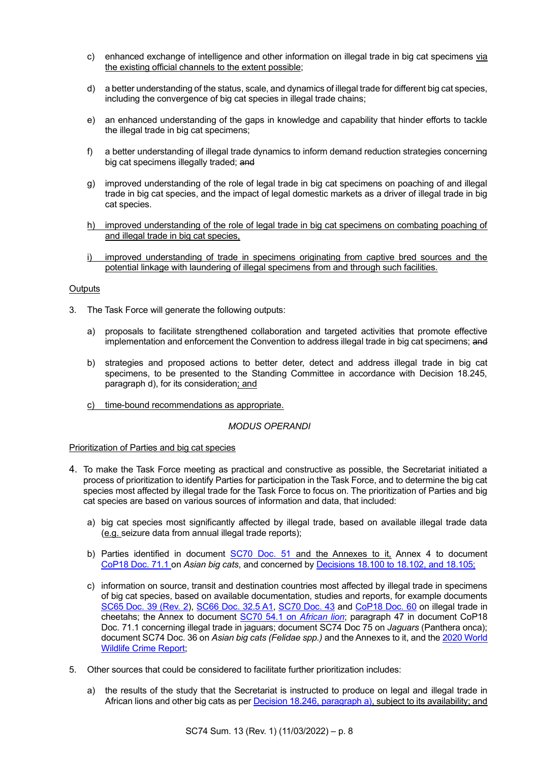c) enhanced exchange of intelligence and other information on illegal trade in big cat specimens via the existing official channels to the extent possible;

d) a better understanding of the status, scale, and dynamics of illegal trade for different big cat species, including the convergence of big cat species in illegal trade chains;

e) an enhanced understanding of the gaps in knowledge and capability that hinder efforts to tackle the illegal trade in big cat specimens;

f) a better understanding of illegal trade dynamics to inform demand reduction strategies concerning big cat specimens illegally traded; ~~and~~

g) improved understanding of the role of legal trade in big cat specimens on poaching of and illegal trade in big cat species, and the impact of legal domestic markets as a driver of illegal trade in big cat species.

h) improved understanding of the role of legal trade in big cat specimens on combating poaching of and illegal trade in big cat species,

i) improved understanding of trade in specimens originating from captive bred sources and the potential linkage with laundering of illegal specimens from and through such facilities.

Outputs

3. The Task Force will generate the following outputs:

a) proposals to facilitate strengthened collaboration and targeted activities that promote effective implementation and enforcement the Convention to address illegal trade in big cat specimens; ~~and~~

b) strategies and proposed actions to better deter, detect and address illegal trade in big cat specimens, to be presented to the Standing Committee in accordance with Decision 18.245, paragraph d), for its consideration; and

c) time-bound recommendations as appropriate.

*MODUS OPERANDI*

Prioritization of Parties and big cat species

4. To make the Task Force meeting as practical and constructive as possible, the Secretariat initiated a process of prioritization to identify Parties for participation in the Task Force, and to determine the big cat species most affected by illegal trade for the Task Force to focus on. The prioritization of Parties and big cat species are based on various sources of information and data, that included:

a) big cat species most significantly affected by illegal trade, based on available illegal trade data (e.g. seizure data from annual illegal trade reports);

b) Parties identified in document SC70 Doc. 51 and the Annexes to it, Annex 4 to document CoP18 Doc. 71.1 on *Asian big cats*, and concerned by Decisions 18.100 to 18.102, and 18.105;

c) information on source, transit and destination countries most affected by illegal trade in specimens of big cat species, based on available documentation, studies and reports, for example documents SC65 Doc. 39 (Rev. 2), SC66 Doc. 32.5 A1, SC70 Doc. 43 and CoP18 Doc. 60 on illegal trade in cheetahs; the Annex to document SC70 54.1 on *African lion*; paragraph 47 in document CoP18 Doc. 71.1 concerning illegal trade in jaguars; document SC74 Doc 75 on *Jaguars* (Panthera onca); document SC74 Doc. 36 on *Asian big cats (Felidae spp.)* and the Annexes to it, and the 2020 World Wildlife Crime Report;

5. Other sources that could be considered to facilitate further prioritization includes:

a) the results of the study that the Secretariat is instructed to produce on legal and illegal trade in African lions and other big cats as per Decision 18.246, paragraph a), subject to its availability; and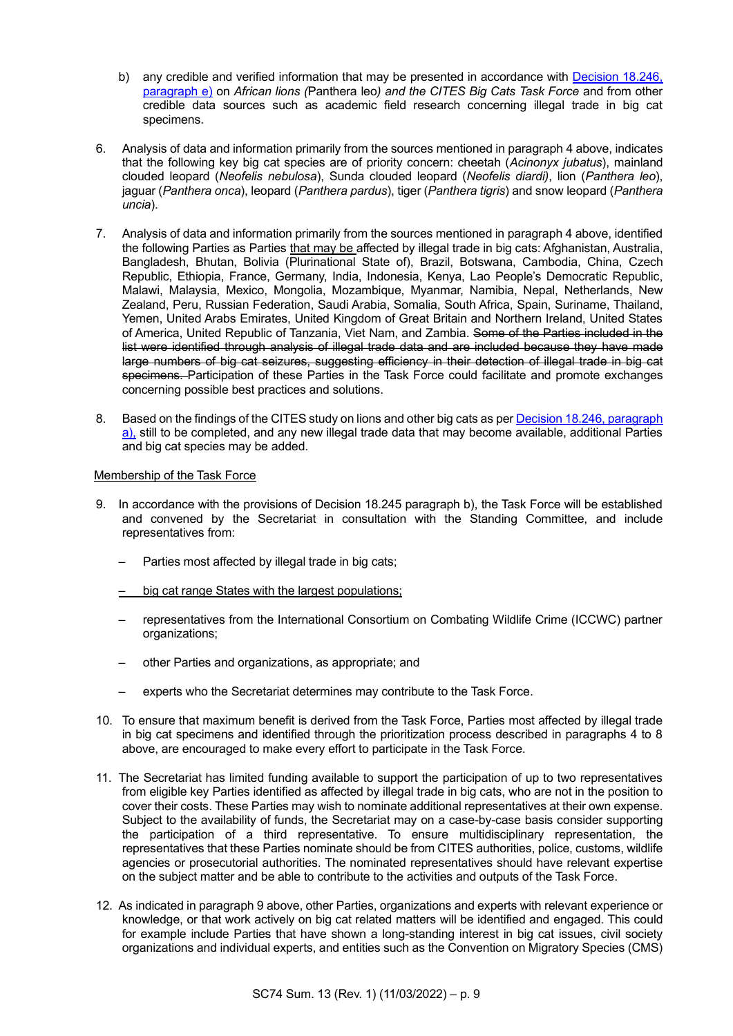b) any credible and verified information that may be presented in accordance with Decision 18.246, paragraph e) on *African lions (*Panthera leo*) and the CITES Big Cats Task Force* and from other credible data sources such as academic field research concerning illegal trade in big cat specimens.

6. Analysis of data and information primarily from the sources mentioned in paragraph 4 above, indicates that the following key big cat species are of priority concern: cheetah (*Acinonyx jubatus*), mainland clouded leopard (*Neofelis nebulosa*), Sunda clouded leopard (*Neofelis diardi)*, lion (*Panthera leo*), jaguar (*Panthera onca*), leopard (*Panthera pardus*), tiger (*Panthera tigris*) and snow leopard (*Panthera uncia*).

7. Analysis of data and information primarily from the sources mentioned in paragraph 4 above, identified the following Parties as Parties <u>that may be</u> affected by illegal trade in big cats: Afghanistan, Australia, Bangladesh, Bhutan, Bolivia (Plurinational State of), Brazil, Botswana, Cambodia, China, Czech Republic, Ethiopia, France, Germany, India, Indonesia, Kenya, Lao People's Democratic Republic, Malawi, Malaysia, Mexico, Mongolia, Mozambique, Myanmar, Namibia, Nepal, Netherlands, New Zealand, Peru, Russian Federation, Saudi Arabia, Somalia, South Africa, Spain, Suriname, Thailand, Yemen, United Arabs Emirates, United Kingdom of Great Britain and Northern Ireland, United States of America, United Republic of Tanzania, Viet Nam, and Zambia. ~~Some of the Parties included in the list were identified through analysis of illegal trade data and are included because they have made large numbers of big cat seizures, suggesting efficiency in their detection of illegal trade in big cat specimens.~~ Participation of these Parties in the Task Force could facilitate and promote exchanges concerning possible best practices and solutions.

8. Based on the findings of the CITES study on lions and other big cats as per Decision 18.246, paragraph a), still to be completed, and any new illegal trade data that may become available, additional Parties and big cat species may be added.

<u>Membership of the Task Force</u>

9. In accordance with the provisions of Decision 18.245 paragraph b), the Task Force will be established and convened by the Secretariat in consultation with the Standing Committee, and include representatives from:

   – Parties most affected by illegal trade in big cats;

   – <u>big cat range States with the largest populations;</u>

   – representatives from the International Consortium on Combating Wildlife Crime (ICCWC) partner organizations;

   – other Parties and organizations, as appropriate; and

   – experts who the Secretariat determines may contribute to the Task Force.

10. To ensure that maximum benefit is derived from the Task Force, Parties most affected by illegal trade in big cat specimens and identified through the prioritization process described in paragraphs 4 to 8 above, are encouraged to make every effort to participate in the Task Force.

11. The Secretariat has limited funding available to support the participation of up to two representatives from eligible key Parties identified as affected by illegal trade in big cats, who are not in the position to cover their costs. These Parties may wish to nominate additional representatives at their own expense. Subject to the availability of funds, the Secretariat may on a case-by-case basis consider supporting the participation of a third representative. To ensure multidisciplinary representation, the representatives that these Parties nominate should be from CITES authorities, police, customs, wildlife agencies or prosecutorial authorities. The nominated representatives should have relevant expertise on the subject matter and be able to contribute to the activities and outputs of the Task Force.

12. As indicated in paragraph 9 above, other Parties, organizations and experts with relevant experience or knowledge, or that work actively on big cat related matters will be identified and engaged. This could for example include Parties that have shown a long-standing interest in big cat issues, civil society organizations and individual experts, and entities such as the Convention on Migratory Species (CMS)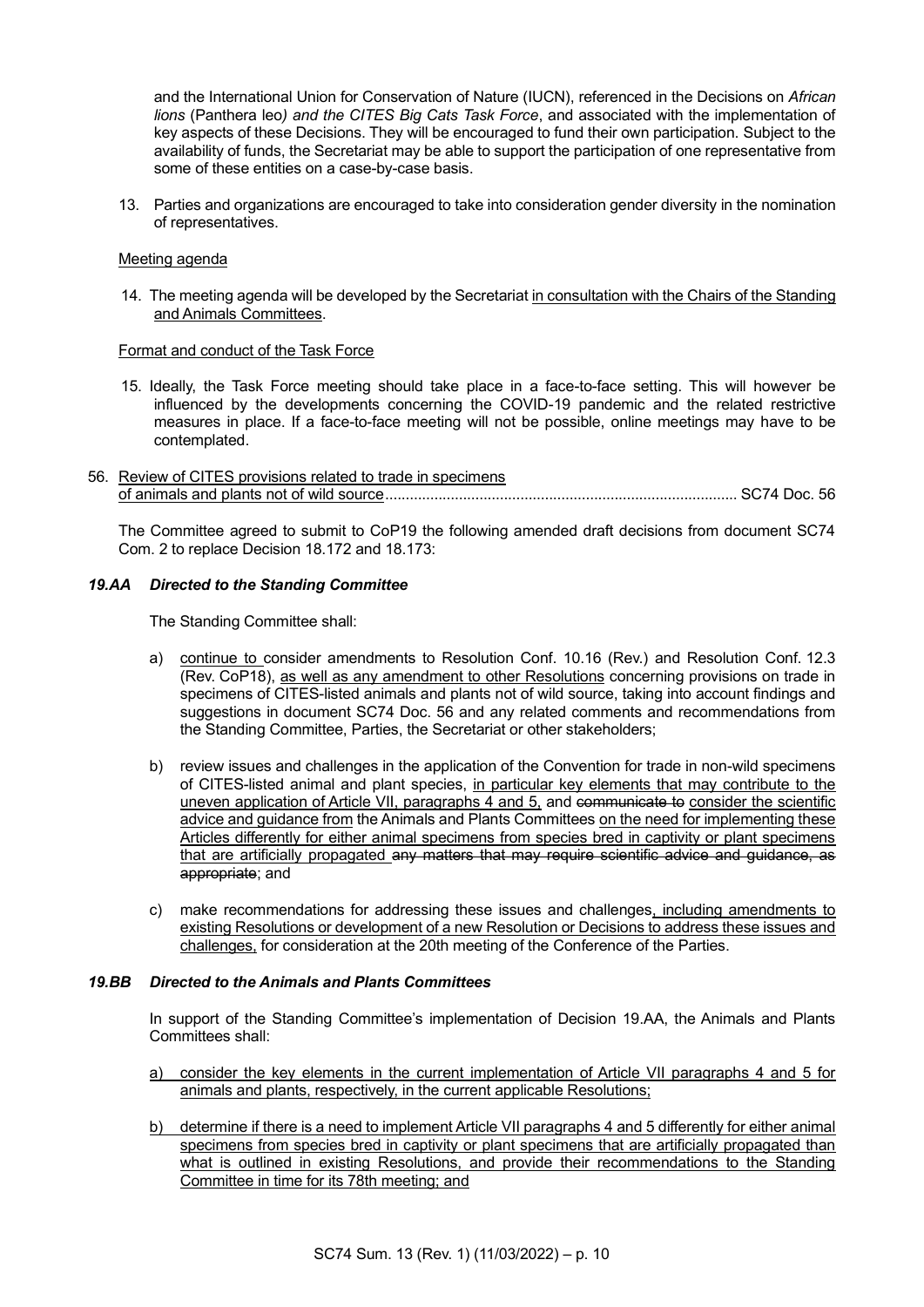and the International Union for Conservation of Nature (IUCN), referenced in the Decisions on *African lions* (Panthera leo*) and the CITES Big Cats Task Force*, and associated with the implementation of key aspects of these Decisions. They will be encouraged to fund their own participation. Subject to the availability of funds, the Secretariat may be able to support the participation of one representative from some of these entities on a case-by-case basis.

13. Parties and organizations are encouraged to take into consideration gender diversity in the nomination of representatives.

<u>Meeting agenda</u>

14. The meeting agenda will be developed by the Secretariat <u>in consultation with the Chairs of the Standing and Animals Committees</u>.

<u>Format and conduct of the Task Force</u>

15. Ideally, the Task Force meeting should take place in a face-to-face setting. This will however be influenced by the developments concerning the COVID-19 pandemic and the related restrictive measures in place. If a face-to-face meeting will not be possible, online meetings may have to be contemplated.

56. <u>Review of CITES provisions related to trade in specimens of animals and plants not of wild source</u> ..................... SC74 Doc. 56

The Committee agreed to submit to CoP19 the following amended draft decisions from document SC74 Com. 2 to replace Decision 18.172 and 18.173:

***19.AA Directed to the Standing Committee***

The Standing Committee shall:

a) <u>continue to</u> consider amendments to Resolution Conf. 10.16 (Rev.) and Resolution Conf. 12.3 (Rev. CoP18), <u>as well as any amendment to other Resolutions</u> concerning provisions on trade in specimens of CITES-listed animals and plants not of wild source, taking into account findings and suggestions in document SC74 Doc. 56 and any related comments and recommendations from the Standing Committee, Parties, the Secretariat or other stakeholders;

b) review issues and challenges in the application of the Convention for trade in non-wild specimens of CITES-listed animal and plant species, <u>in particular key elements that may contribute to the uneven application of Article VII, paragraphs 4 and 5,</u> and ~~communicate to~~ <u>consider the scientific advice and guidance from</u> the Animals and Plants Committees <u>on the need for implementing these Articles differently for either animal specimens from species bred in captivity or plant specimens that are artificially propagated</u> ~~any matters that may require scientific advice and guidance, as appropriate~~; and

c) make recommendations for addressing these issues and challenges<u>, including amendments to existing Resolutions or development of a new Resolution or Decisions to address these issues and challenges,</u> for consideration at the 20th meeting of the Conference of the Parties.

***19.BB Directed to the Animals and Plants Committees***

In support of the Standing Committee's implementation of Decision 19.AA, the Animals and Plants Committees shall:

<u>a) consider the key elements in the current implementation of Article VII paragraphs 4 and 5 for animals and plants, respectively, in the current applicable Resolutions;</u>

<u>b) determine if there is a need to implement Article VII paragraphs 4 and 5 differently for either animal specimens from species bred in captivity or plant specimens that are artificially propagated than what is outlined in existing Resolutions, and provide their recommendations to the Standing Committee in time for its 78th meeting; and</u>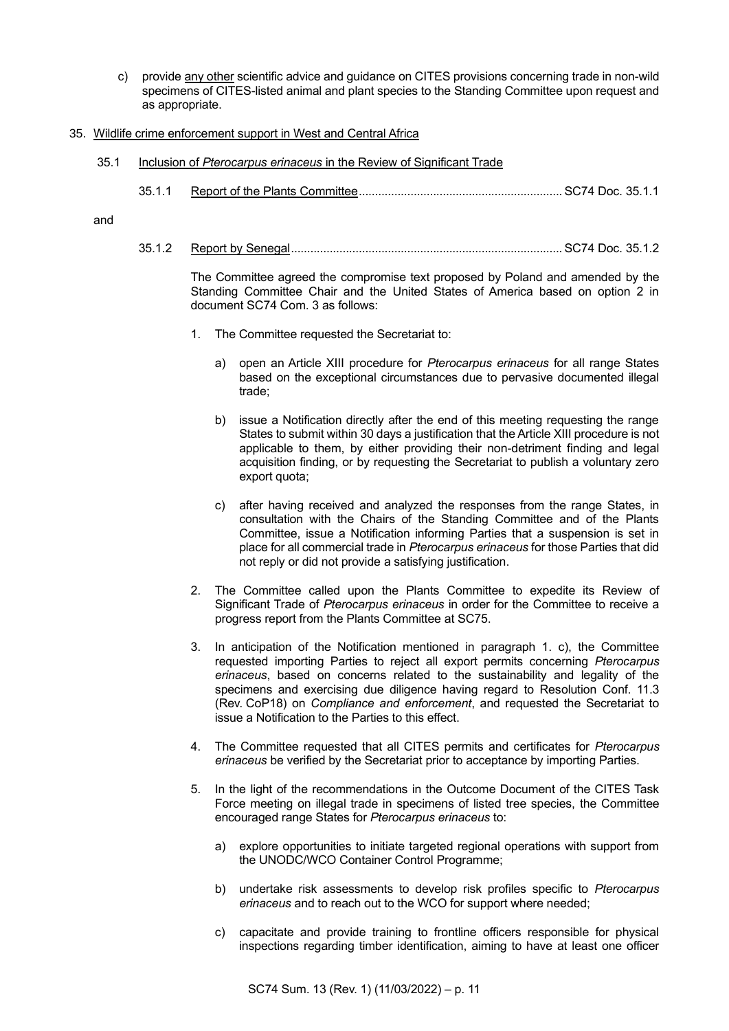c) provide <u>any other</u> scientific advice and guidance on CITES provisions concerning trade in non-wild specimens of CITES-listed animal and plant species to the Standing Committee upon request and as appropriate.

35. <u>Wildlife crime enforcement support in West and Central Africa</u>

35.1 <u>Inclusion of *Pterocarpus erinaceus* in the Review of Significant Trade</u>

35.1.1 <u>Report of the Plants Committee</u>.............................................................. SC74 Doc. 35.1.1

and

35.1.2 <u>Report by Senegal</u>................................................................................... SC74 Doc. 35.1.2

The Committee agreed the compromise text proposed by Poland and amended by the Standing Committee Chair and the United States of America based on option 2 in document SC74 Com. 3 as follows:

1. The Committee requested the Secretariat to:

   a) open an Article XIII procedure for *Pterocarpus erinaceus* for all range States based on the exceptional circumstances due to pervasive documented illegal trade;

   b) issue a Notification directly after the end of this meeting requesting the range States to submit within 30 days a justification that the Article XIII procedure is not applicable to them, by either providing their non-detriment finding and legal acquisition finding, or by requesting the Secretariat to publish a voluntary zero export quota;

   c) after having received and analyzed the responses from the range States, in consultation with the Chairs of the Standing Committee and of the Plants Committee, issue a Notification informing Parties that a suspension is set in place for all commercial trade in *Pterocarpus erinaceus* for those Parties that did not reply or did not provide a satisfying justification.

2. The Committee called upon the Plants Committee to expedite its Review of Significant Trade of *Pterocarpus erinaceus* in order for the Committee to receive a progress report from the Plants Committee at SC75.

3. In anticipation of the Notification mentioned in paragraph 1. c), the Committee requested importing Parties to reject all export permits concerning *Pterocarpus erinaceus*, based on concerns related to the sustainability and legality of the specimens and exercising due diligence having regard to Resolution Conf. 11.3 (Rev. CoP18) on *Compliance and enforcement*, and requested the Secretariat to issue a Notification to the Parties to this effect.

4. The Committee requested that all CITES permits and certificates for *Pterocarpus erinaceus* be verified by the Secretariat prior to acceptance by importing Parties.

5. In the light of the recommendations in the Outcome Document of the CITES Task Force meeting on illegal trade in specimens of listed tree species, the Committee encouraged range States for *Pterocarpus erinaceus* to:

   a) explore opportunities to initiate targeted regional operations with support from the UNODC/WCO Container Control Programme;

   b) undertake risk assessments to develop risk profiles specific to *Pterocarpus erinaceus* and to reach out to the WCO for support where needed;

   c) capacitate and provide training to frontline officers responsible for physical inspections regarding timber identification, aiming to have at least one officer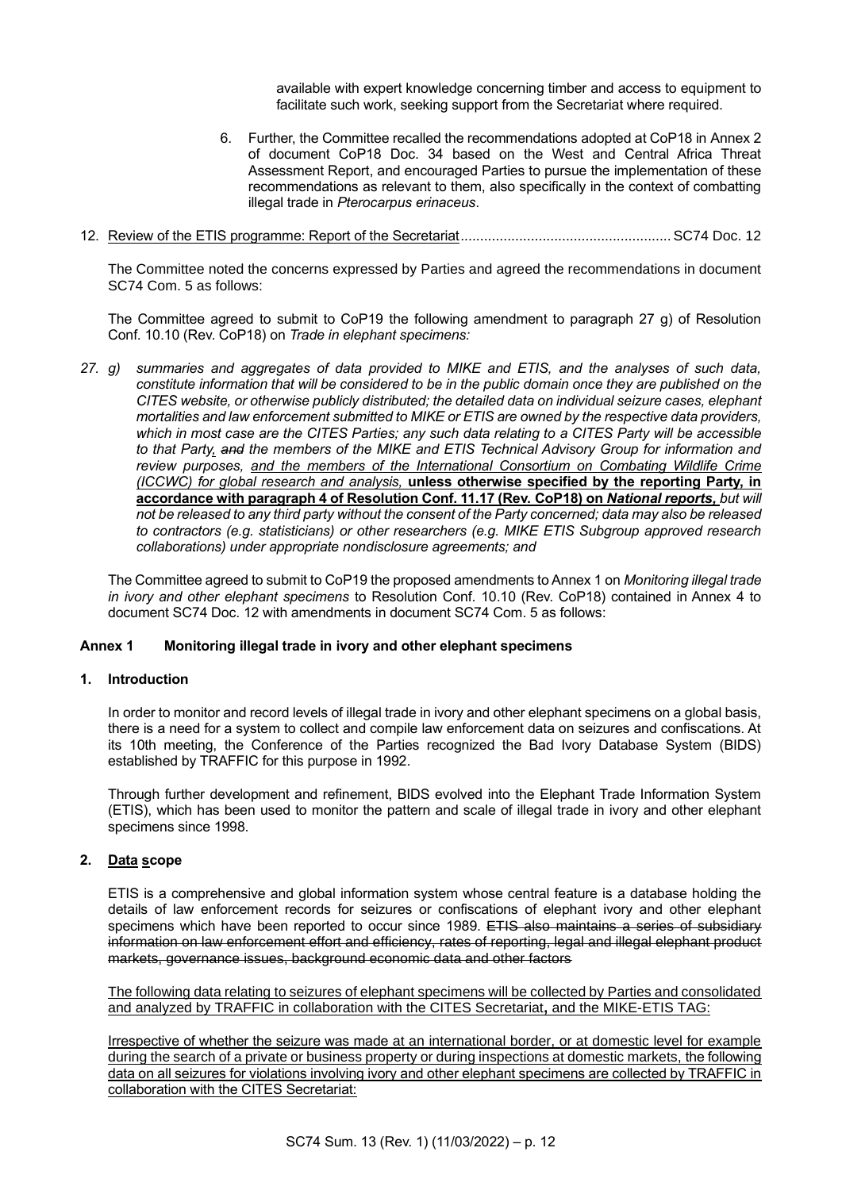available with expert knowledge concerning timber and access to equipment to facilitate such work, seeking support from the Secretariat where required.

6. Further, the Committee recalled the recommendations adopted at CoP18 in Annex 2 of document CoP18 Doc. 34 based on the West and Central Africa Threat Assessment Report, and encouraged Parties to pursue the implementation of these recommendations as relevant to them, also specifically in the context of combatting illegal trade in *Pterocarpus erinaceus*.

12. <u>Review of the ETIS programme: Report of the Secretariat</u>...................................................... SC74 Doc. 12

The Committee noted the concerns expressed by Parties and agreed the recommendations in document SC74 Com. 5 as follows:

The Committee agreed to submit to CoP19 the following amendment to paragraph 27 g) of Resolution Conf. 10.10 (Rev. CoP18) on *Trade in elephant specimens:*

*27. g) summaries and aggregates of data provided to MIKE and ETIS, and the analyses of such data, constitute information that will be considered to be in the public domain once they are published on the CITES website, or otherwise publicly distributed; the detailed data on individual seizure cases, elephant mortalities and law enforcement submitted to MIKE or ETIS are owned by the respective data providers, which in most case are the CITES Parties; any such data relating to a CITES Party will be accessible to that Party<u>,</u> ~~and~~ the members of the MIKE and ETIS Technical Advisory Group for information and review purposes, <u>and the members of the International Consortium on Combating Wildlife Crime (ICCWC) for global research and analysis,</u>* <u>**unless otherwise specified by the reporting Party, in accordance with paragraph 4 of Resolution Conf. 11.17 (Rev. CoP18) on *National reports,***</u> *but will not be released to any third party without the consent of the Party concerned; data may also be released to contractors (e.g. statisticians) or other researchers (e.g. MIKE ETIS Subgroup approved research collaborations) under appropriate nondisclosure agreements; and*

The Committee agreed to submit to CoP19 the proposed amendments to Annex 1 on *Monitoring illegal trade in ivory and other elephant specimens* to Resolution Conf. 10.10 (Rev. CoP18) contained in Annex 4 to document SC74 Doc. 12 with amendments in document SC74 Com. 5 as follows:

**Annex 1 Monitoring illegal trade in ivory and other elephant specimens**

**1. Introduction**

In order to monitor and record levels of illegal trade in ivory and other elephant specimens on a global basis, there is a need for a system to collect and compile law enforcement data on seizures and confiscations. At its 10th meeting, the Conference of the Parties recognized the Bad Ivory Database System (BIDS) established by TRAFFIC for this purpose in 1992.

Through further development and refinement, BIDS evolved into the Elephant Trade Information System (ETIS), which has been used to monitor the pattern and scale of illegal trade in ivory and other elephant specimens since 1998.

**2. <u>Data</u> <u>s</u>cope**

ETIS is a comprehensive and global information system whose central feature is a database holding the details of law enforcement records for seizures or confiscations of elephant ivory and other elephant specimens which have been reported to occur since 1989. ~~ETIS also maintains a series of subsidiary information on law enforcement effort and efficiency, rates of reporting, legal and illegal elephant product markets, governance issues, background economic data and other factors~~

<u>The following data relating to seizures of elephant specimens will be collected by Parties and consolidated and analyzed by TRAFFIC in collaboration with the CITES Secretariat</u>**<u>,</u>** <u>and the MIKE-ETIS TAG:</u>

<u>Irrespective of whether the seizure was made at an international border, or at domestic level for example during the search of a private or business property or during inspections at domestic markets, the following data on all seizures for violations involving ivory and other elephant specimens are collected by TRAFFIC in collaboration with the CITES Secretariat:</u>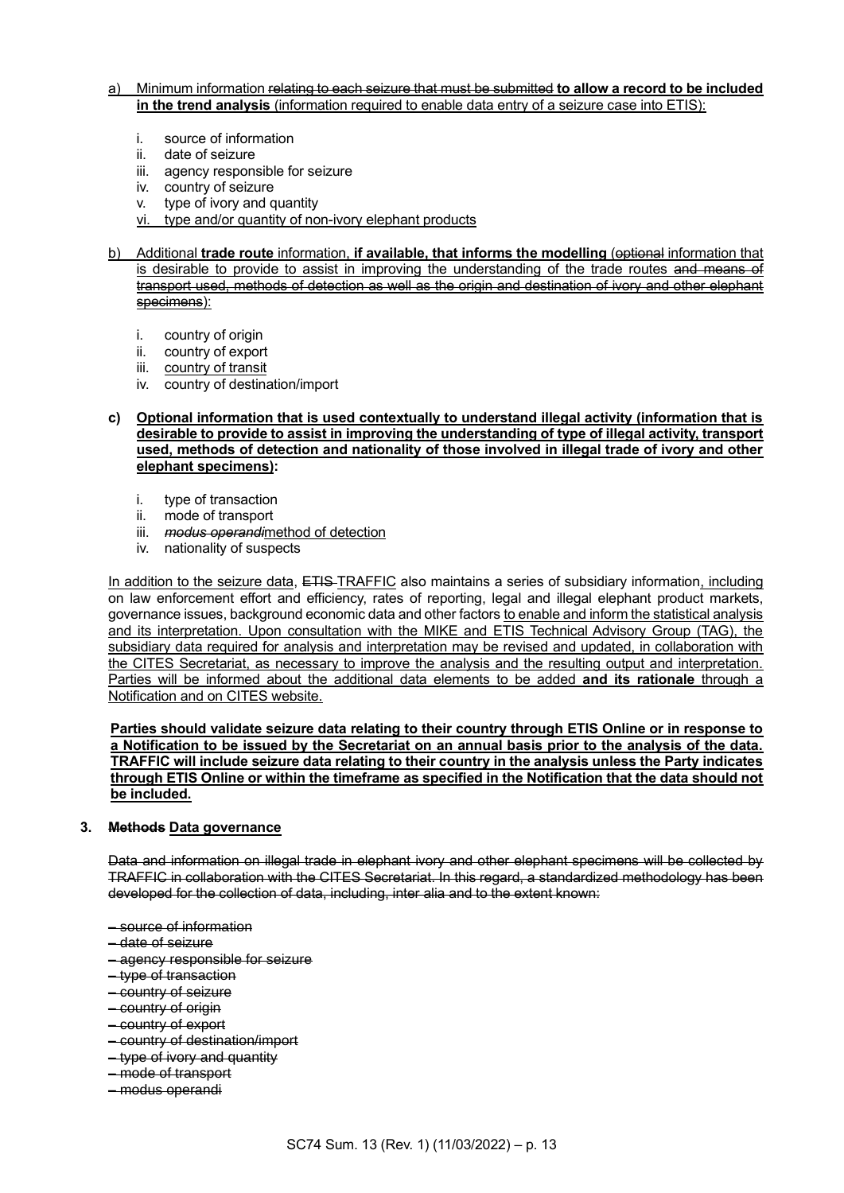a) Minimum information ~~relating to each seizure that must be submitted~~ **to allow a record to be included in the trend analysis** (information required to enable data entry of a seizure case into ETIS):

   i. source of information
   ii. date of seizure
   iii. agency responsible for seizure
   iv. country of seizure
   v. type of ivory and quantity
   vi. type and/or quantity of non-ivory elephant products

b) Additional **trade route** information, **if available, that informs the modelling** (~~optional~~ information that is desirable to provide to assist in improving the understanding of the trade routes ~~and means of transport used, methods of detection as well as the origin and destination of ivory and other elephant specimens~~):

   i. country of origin
   ii. country of export
   iii. country of transit
   iv. country of destination/import

**c) Optional information that is used contextually to understand illegal activity (information that is desirable to provide to assist in improving the understanding of type of illegal activity, transport used, methods of detection and nationality of those involved in illegal trade of ivory and other elephant specimens):**

   i. type of transaction
   ii. mode of transport
   iii. ~~*modus operandi*~~method of detection
   iv. nationality of suspects

In addition to the seizure data, ~~ETIS~~ TRAFFIC also maintains a series of subsidiary information, including on law enforcement effort and efficiency, rates of reporting, legal and illegal elephant product markets, governance issues, background economic data and other factors to enable and inform the statistical analysis and its interpretation. Upon consultation with the MIKE and ETIS Technical Advisory Group (TAG), the subsidiary data required for analysis and interpretation may be revised and updated, in collaboration with the CITES Secretariat, as necessary to improve the analysis and the resulting output and interpretation. Parties will be informed about the additional data elements to be added **and its rationale** through a Notification and on CITES website.

**Parties should validate seizure data relating to their country through ETIS Online or in response to a Notification to be issued by the Secretariat on an annual basis prior to the analysis of the data. TRAFFIC will include seizure data relating to their country in the analysis unless the Party indicates through ETIS Online or within the timeframe as specified in the Notification that the data should not be included.**

## 3. ~~Methods~~ Data governance

~~Data and information on illegal trade in elephant ivory and other elephant specimens will be collected by TRAFFIC in collaboration with the CITES Secretariat. In this regard, a standardized methodology has been developed for the collection of data, including, inter alia and to the extent known:~~

- ~~source of information~~
- ~~date of seizure~~
- ~~agency responsible for seizure~~
- ~~type of transaction~~
- ~~country of seizure~~
- ~~country of origin~~
- ~~country of export~~
- ~~country of destination/import~~
- ~~type of ivory and quantity~~
- ~~mode of transport~~
- ~~modus operandi~~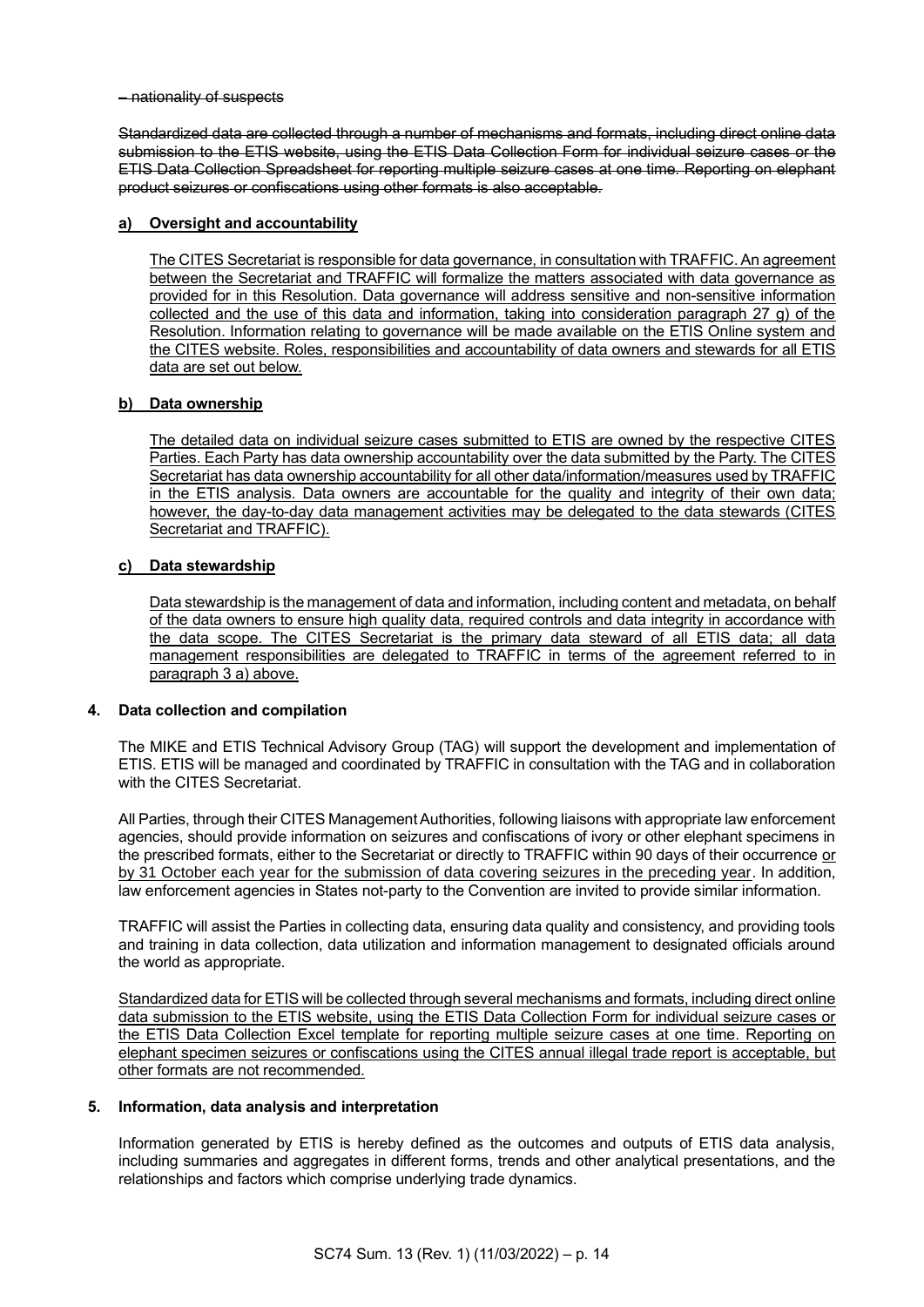~~– nationality of suspects~~

~~Standardized data are collected through a number of mechanisms and formats, including direct online data submission to the ETIS website, using the ETIS Data Collection Form for individual seizure cases or the ETIS Data Collection Spreadsheet for reporting multiple seizure cases at one time. Reporting on elephant product seizures or confiscations using other formats is also acceptable.~~

**a) Oversight and accountability**

The CITES Secretariat is responsible for data governance, in consultation with TRAFFIC. An agreement between the Secretariat and TRAFFIC will formalize the matters associated with data governance as provided for in this Resolution. Data governance will address sensitive and non-sensitive information collected and the use of this data and information, taking into consideration paragraph 27 g) of the Resolution. Information relating to governance will be made available on the ETIS Online system and the CITES website. Roles, responsibilities and accountability of data owners and stewards for all ETIS data are set out below.

**b) Data ownership**

The detailed data on individual seizure cases submitted to ETIS are owned by the respective CITES Parties. Each Party has data ownership accountability over the data submitted by the Party. The CITES Secretariat has data ownership accountability for all other data/information/measures used by TRAFFIC in the ETIS analysis. Data owners are accountable for the quality and integrity of their own data; however, the day-to-day data management activities may be delegated to the data stewards (CITES Secretariat and TRAFFIC).

**c) Data stewardship**

Data stewardship is the management of data and information, including content and metadata, on behalf of the data owners to ensure high quality data, required controls and data integrity in accordance with the data scope. The CITES Secretariat is the primary data steward of all ETIS data; all data management responsibilities are delegated to TRAFFIC in terms of the agreement referred to in paragraph 3 a) above.

**4. Data collection and compilation**

The MIKE and ETIS Technical Advisory Group (TAG) will support the development and implementation of ETIS. ETIS will be managed and coordinated by TRAFFIC in consultation with the TAG and in collaboration with the CITES Secretariat.

All Parties, through their CITES Management Authorities, following liaisons with appropriate law enforcement agencies, should provide information on seizures and confiscations of ivory or other elephant specimens in the prescribed formats, either to the Secretariat or directly to TRAFFIC within 90 days of their occurrence or by 31 October each year for the submission of data covering seizures in the preceding year. In addition, law enforcement agencies in States not-party to the Convention are invited to provide similar information.

TRAFFIC will assist the Parties in collecting data, ensuring data quality and consistency, and providing tools and training in data collection, data utilization and information management to designated officials around the world as appropriate.

Standardized data for ETIS will be collected through several mechanisms and formats, including direct online data submission to the ETIS website, using the ETIS Data Collection Form for individual seizure cases or the ETIS Data Collection Excel template for reporting multiple seizure cases at one time. Reporting on elephant specimen seizures or confiscations using the CITES annual illegal trade report is acceptable, but other formats are not recommended.

**5. Information, data analysis and interpretation**

Information generated by ETIS is hereby defined as the outcomes and outputs of ETIS data analysis, including summaries and aggregates in different forms, trends and other analytical presentations, and the relationships and factors which comprise underlying trade dynamics.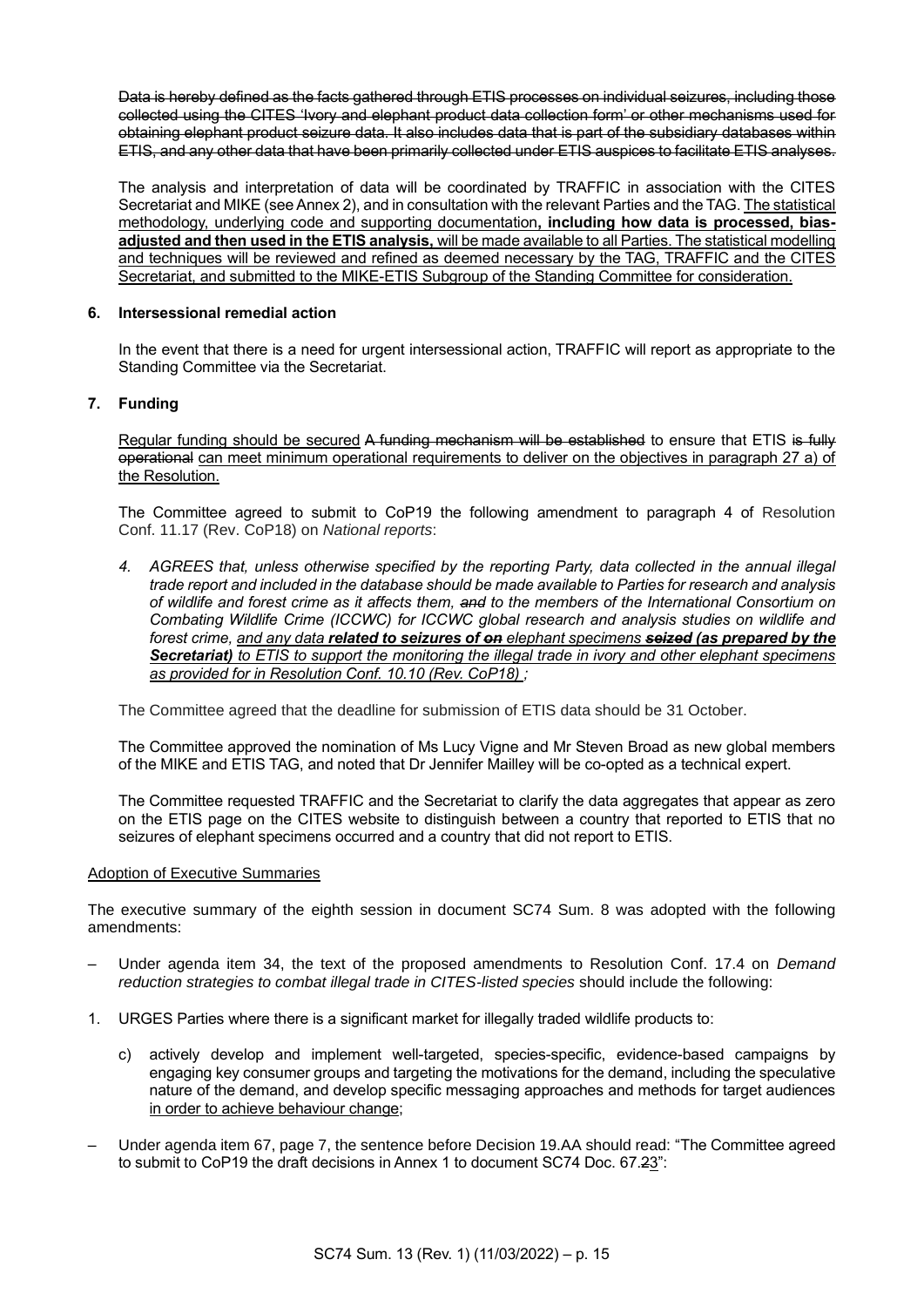~~Data is hereby defined as the facts gathered through ETIS processes on individual seizures, including those collected using the CITES 'Ivory and elephant product data collection form' or other mechanisms used for obtaining elephant product seizure data. It also includes data that is part of the subsidiary databases within ETIS, and any other data that have been primarily collected under ETIS auspices to facilitate ETIS analyses.~~

The analysis and interpretation of data will be coordinated by TRAFFIC in association with the CITES Secretariat and MIKE (see Annex 2), and in consultation with the relevant Parties and the TAG. <u>The statistical methodology, underlying code and supporting documentation</u><u>**, including how data is processed, bias-adjusted and then used in the ETIS analysis,**</u> <u>will be made available to all Parties. The statistical modelling and techniques will be reviewed and refined as deemed necessary by the TAG, TRAFFIC and the CITES Secretariat, and submitted to the MIKE-ETIS Subgroup of the Standing Committee for consideration.</u>

**6. Intersessional remedial action**

In the event that there is a need for urgent intersessional action, TRAFFIC will report as appropriate to the Standing Committee via the Secretariat.

**7. Funding**

<u>Regular funding should be secured</u> ~~A funding mechanism will be established~~ to ensure that ETIS ~~is fully operational~~ <u>can meet minimum operational requirements to deliver on the objectives in paragraph 27 a) of the Resolution.</u>

The Committee agreed to submit to CoP19 the following amendment to paragraph 4 of Resolution Conf. 11.17 (Rev. CoP18) on *National reports*:

*4. AGREES that, unless otherwise specified by the reporting Party, data collected in the annual illegal trade report and included in the database should be made available to Parties for research and analysis of wildlife and forest crime as it affects them, ~~and~~ to the members of the International Consortium on Combating Wildlife Crime (ICCWC) for ICCWC global research and analysis studies on wildlife and forest crime, <u>and any data **related to seizures of** ~~on~~ elephant specimens ~~**seized**~~ **(as prepared by the Secretariat)** to ETIS to support the monitoring the illegal trade in ivory and other elephant specimens as provided for in Resolution Conf. 10.10 (Rev. CoP18) ;</u>*

The Committee agreed that the deadline for submission of ETIS data should be 31 October.

The Committee approved the nomination of Ms Lucy Vigne and Mr Steven Broad as new global members of the MIKE and ETIS TAG, and noted that Dr Jennifer Mailley will be co-opted as a technical expert.

The Committee requested TRAFFIC and the Secretariat to clarify the data aggregates that appear as zero on the ETIS page on the CITES website to distinguish between a country that reported to ETIS that no seizures of elephant specimens occurred and a country that did not report to ETIS.

<u>Adoption of Executive Summaries</u>

The executive summary of the eighth session in document SC74 Sum. 8 was adopted with the following amendments:

– Under agenda item 34, the text of the proposed amendments to Resolution Conf. 17.4 on *Demand reduction strategies to combat illegal trade in CITES-listed species* should include the following:

1. URGES Parties where there is a significant market for illegally traded wildlife products to:

   c) actively develop and implement well-targeted, species-specific, evidence-based campaigns by engaging key consumer groups and targeting the motivations for the demand, including the speculative nature of the demand, and develop specific messaging approaches and methods for target audiences <u>in order to achieve behaviour change</u>;

– Under agenda item 67, page 7, the sentence before Decision 19.AA should read: "The Committee agreed to submit to CoP19 the draft decisions in Annex 1 to document SC74 Doc. 67.~~2~~<u>3</u>":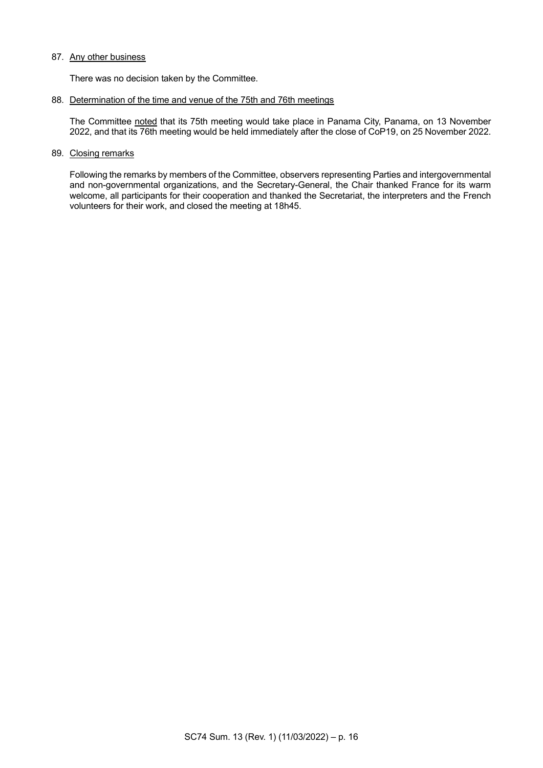87. Any other business

    There was no decision taken by the Committee.

88. Determination of the time and venue of the 75th and 76th meetings

    The Committee noted that its 75th meeting would take place in Panama City, Panama, on 13 November 2022, and that its 76th meeting would be held immediately after the close of CoP19, on 25 November 2022.

89. Closing remarks

    Following the remarks by members of the Committee, observers representing Parties and intergovernmental and non-governmental organizations, and the Secretary-General, the Chair thanked France for its warm welcome, all participants for their cooperation and thanked the Secretariat, the interpreters and the French volunteers for their work, and closed the meeting at 18h45.